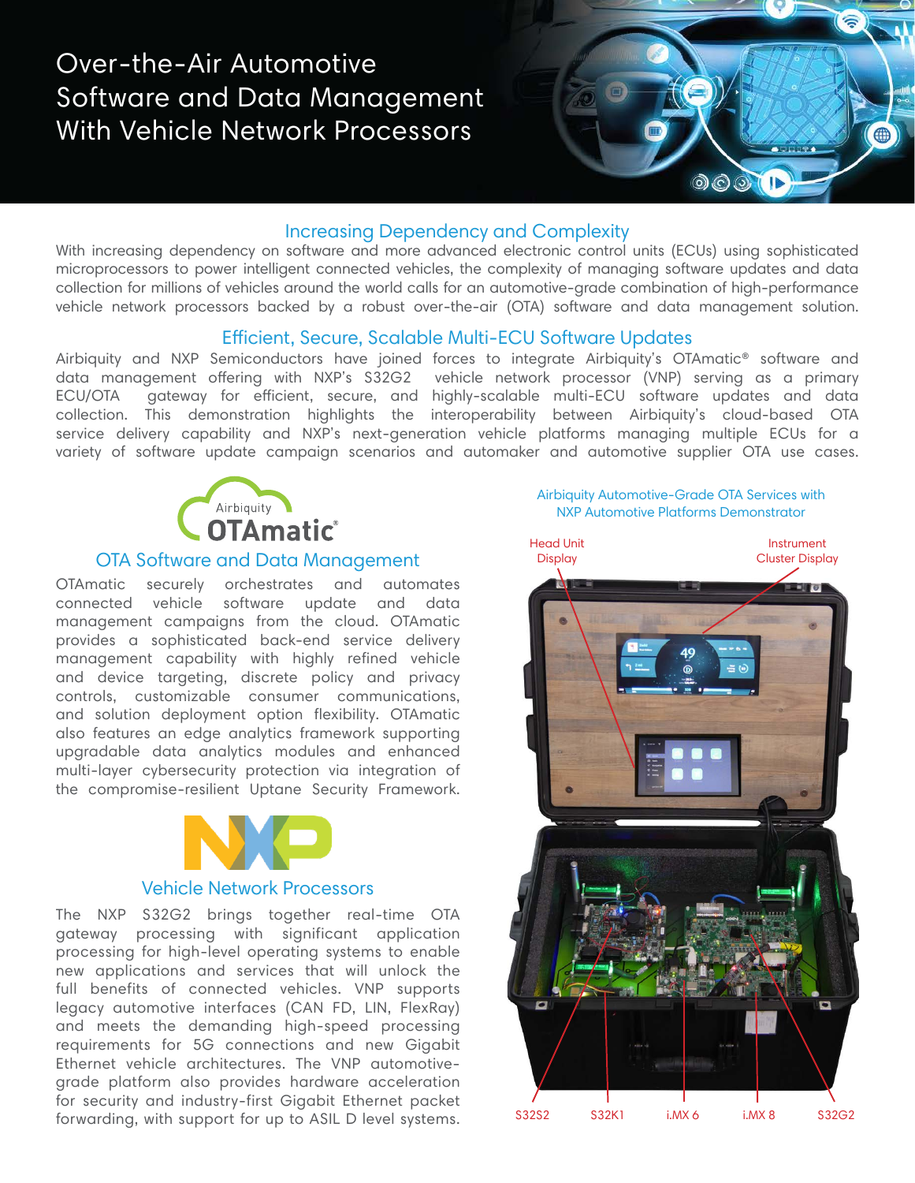# Over-the-Air Automotive Software and Data Management With Vehicle Network Processors

## Increasing Dependency and Complexity

With increasing dependency on software and more advanced electronic control units (ECUs) using sophisticated microprocessors to power intelligent connected vehicles, the complexity of managing software updates and data collection for millions of vehicles around the world calls for an automotive-grade combination of high-performance vehicle network processors backed by a robust over-the-air (OTA) software and data management solution.

## Efficient, Secure, Scalable Multi-ECU Software Updates

Airbiquity and NXP Semiconductors have joined forces to integrate Airbiquity's OTAmatic® software and data management offering with NXP's S32G2 vehicle network processor (VNP) serving as a primary ECU/OTA gateway for efficient, secure, and highly-scalable multi-ECU software updates and data collection. This demonstration highlights the interoperability between Airbiquity's cloud-based OTA service delivery capability and NXP's next-generation vehicle platforms managing multiple ECUs for a variety of software update campaign scenarios and automaker and automotive supplier OTA use cases.

Airbiquity OTAmatic®

### OTA Software and Data Management

OTAmatic securely orchestrates and automates connected vehicle software update and data management campaigns from the cloud. OTAmatic provides a sophisticated back-end service delivery management capability with highly refined vehicle and device targeting, discrete policy and privacy controls, customizable consumer communications, and solution deployment option flexibility. OTAmatic also features an edge analytics framework supporting upgradable data analytics modules and enhanced multi-layer cybersecurity protection via integration of the compromise-resilient Uptane Security Framework.

NXP

### Vehicle Network Processors

The NXP S32G2 brings together real-time OTA gateway processing with significant application processing for high-level operating systems to enable new applications and services that will unlock the full benefits of connected vehicles. VNP supports legacy automotive interfaces (CAN FD, LIN, FlexRay) and meets the demanding high-speed processing requirements for 5G connections and new Gigabit Ethernet vehicle architectures. The VNP automotive-grade platform also provides hardware acceleration for security and industry-first Gigabit Ethernet packet forwarding, with support for up to ASIL D level systems.

Airbiquity Automotive-Grade OTA Services with NXP Automotive Platforms Demonstrator

Head Unit Display — Instrument Cluster Display

S32S2 — S32K1 — i.MX 6 — i.MX 8 — S32G2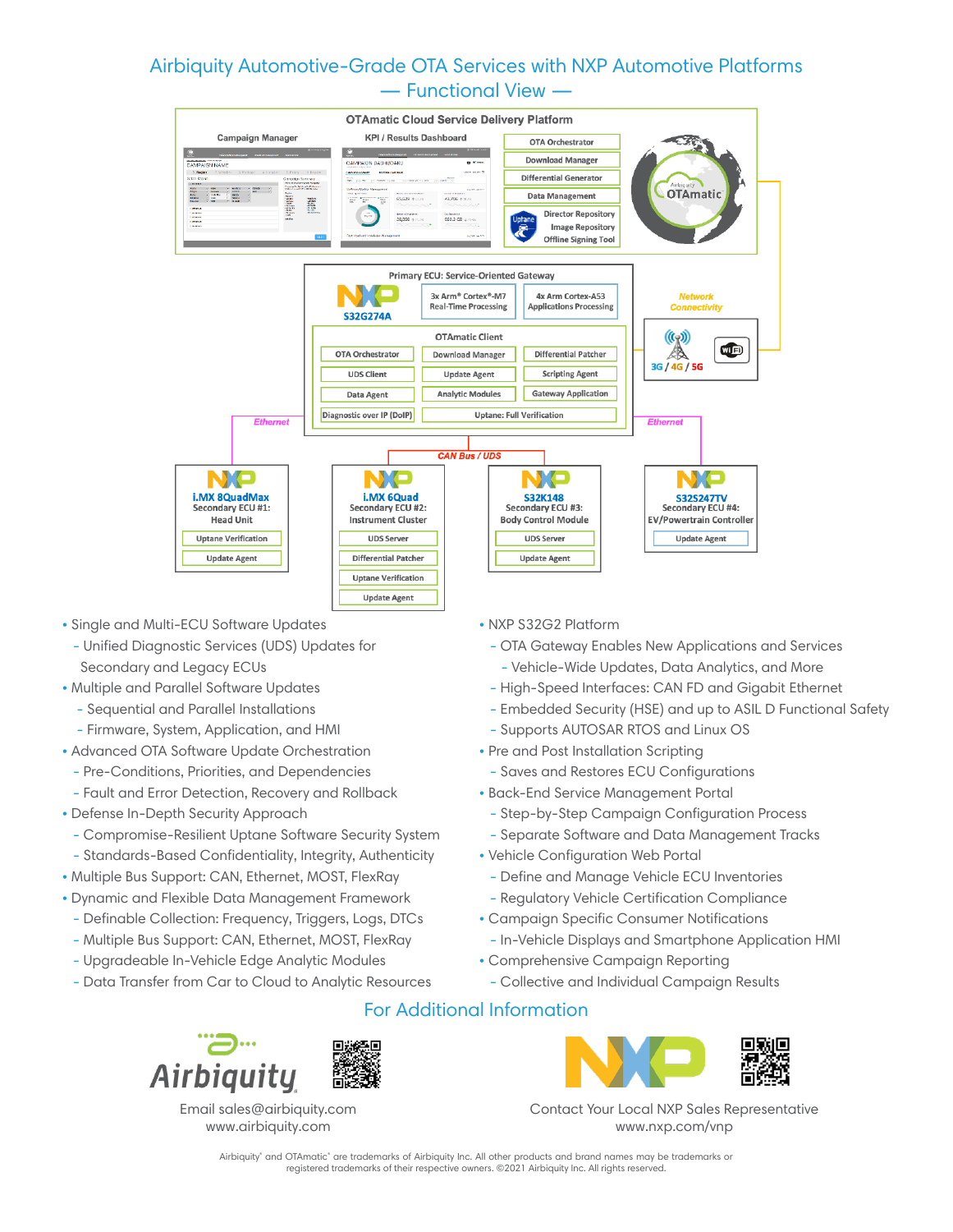# Airbiquity Automotive-Grade OTA Services with NXP Automotive Platforms — Functional View —

OTAmatic Cloud Service Delivery Platform

Campaign Manager

KPI / Results Dashboard

OTA Orchestrator

Download Manager

Differential Generator

Data Management

Director Repository

Image Repository

Offline Signing Tool

Primary ECU: Service-Oriented Gateway

S32G274A

3x Arm® Cortex®-M7 Real-Time Processing

4x Arm Cortex-A53 Applications Processing

OTAmatic Client

OTA Orchestrator | Download Manager | Differential Patcher

UDS Client | Update Agent | Scripting Agent

Data Agent | Analytic Modules | Gateway Application

Diagnostic over IP (DoIP) | Uptane: Full Verification

Network Connectivity

3G / 4G / 5G

Ethernet

CAN Bus / UDS

Ethernet

i.MX 8QuadMax Secondary ECU #1: Head Unit
- Uptane Verification
- Update Agent

i.MX 6Quad Secondary ECU #2: Instrument Cluster
- UDS Server
- Differential Patcher
- Uptane Verification
- Update Agent

S32K148 Secondary ECU #3: Body Control Module
- UDS Server
- Update Agent

S32S247TV Secondary ECU #4: EV/Powertrain Controller
- Update Agent

- Single and Multi-ECU Software Updates
  - Unified Diagnostic Services (UDS) Updates for Secondary and Legacy ECUs
- Multiple and Parallel Software Updates
  - Sequential and Parallel Installations
  - Firmware, System, Application, and HMI
- Advanced OTA Software Update Orchestration
  - Pre-Conditions, Priorities, and Dependencies
  - Fault and Error Detection, Recovery and Rollback
- Defense In-Depth Security Approach
  - Compromise-Resilient Uptane Software Security System
  - Standards-Based Confidentiality, Integrity, Authenticity
- Multiple Bus Support: CAN, Ethernet, MOST, FlexRay
- Dynamic and Flexible Data Management Framework
  - Definable Collection: Frequency, Triggers, Logs, DTCs
  - Multiple Bus Support: CAN, Ethernet, MOST, FlexRay
  - Upgradeable In-Vehicle Edge Analytic Modules
  - Data Transfer from Car to Cloud to Analytic Resources
- NXP S32G2 Platform
  - OTA Gateway Enables New Applications and Services
    - Vehicle-Wide Updates, Data Analytics, and More
  - High-Speed Interfaces: CAN FD and Gigabit Ethernet
  - Embedded Security (HSE) and up to ASIL D Functional Safety
  - Supports AUTOSAR RTOS and Linux OS
- Pre and Post Installation Scripting
  - Saves and Restores ECU Configurations
- Back-End Service Management Portal
  - Step-by-Step Campaign Configuration Process
  - Separate Software and Data Management Tracks
- Vehicle Configuration Web Portal
  - Define and Manage Vehicle ECU Inventories
  - Regulatory Vehicle Certification Compliance
- Campaign Specific Consumer Notifications
  - In-Vehicle Displays and Smartphone Application HMI
- Comprehensive Campaign Reporting
  - Collective and Individual Campaign Results

## For Additional Information

Email sales@airbiquity.com
www.airbiquity.com

Contact Your Local NXP Sales Representative
www.nxp.com/vnp

Airbiquity® and OTAmatic® are trademarks of Airbiquity Inc. All other products and brand names may be trademarks or registered trademarks of their respective owners. ©2021 Airbiquity Inc. All rights reserved.